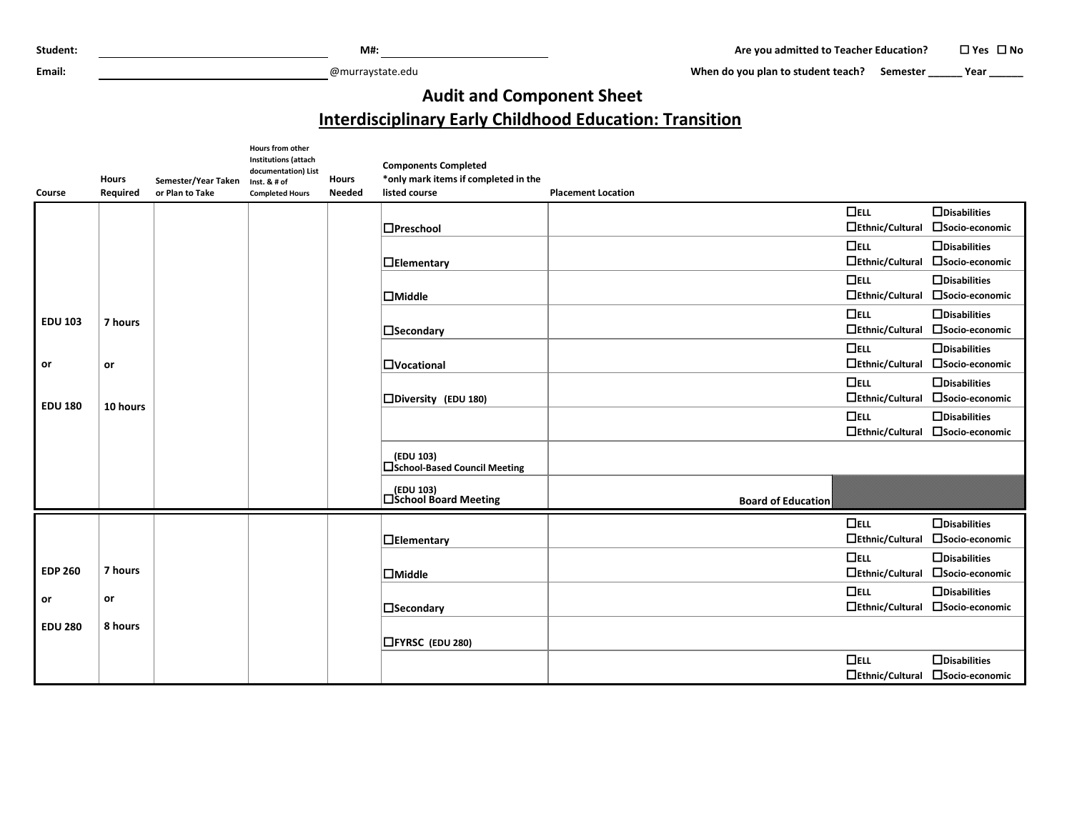**Student:** ______________________ **M#:** ______________________ **Are you admitted to Teacher Education?** ☐ Yes ☐ No

**Email:** ______________________@murraystate.edu **When do you plan to student teach?** Semester ______ Year ______

# Audit and Component Sheet

## Interdisciplinary Early Childhood Education: Transition

| Course | Hours Required | Semester/Year Taken or Plan to Take | Hours from other Institutions (attach documentation) List Inst. & # of Completed Hours | Hours Needed | Components Completed *only mark items if completed in the listed course | Placement Location | | |
|---|---|---|---|---|---|---|---|---|
| EDU 103 or EDU 180 | 7 hours or 10 hours | | | | ☐Preschool | | ☐ELL ☐Ethnic/Cultural | ☐Disabilities ☐Socio-economic |
| | | | | | ☐Elementary | | ☐ELL ☐Ethnic/Cultural | ☐Disabilities ☐Socio-economic |
| | | | | | ☐Middle | | ☐ELL ☐Ethnic/Cultural | ☐Disabilities ☐Socio-economic |
| | | | | | ☐Secondary | | ☐ELL ☐Ethnic/Cultural | ☐Disabilities ☐Socio-economic |
| | | | | | ☐Vocational | | ☐ELL ☐Ethnic/Cultural | ☐Disabilities ☐Socio-economic |
| | | | | | ☐Diversity (EDU 180) | | ☐ELL ☐Ethnic/Cultural | ☐Disabilities ☐Socio-economic |
| | | | | | | | ☐ELL ☐Ethnic/Cultural | ☐Disabilities ☐Socio-economic |
| | | | | | (EDU 103) ☐School-Based Council Meeting | | | |
| | | | | | (EDU 103) ☐School Board Meeting | Board of Education | | |
| EDP 260 or EDU 280 | 7 hours or 8 hours | | | | ☐Elementary | | ☐ELL ☐Ethnic/Cultural | ☐Disabilities ☐Socio-economic |
| | | | | | ☐Middle | | ☐ELL ☐Ethnic/Cultural | ☐Disabilities ☐Socio-economic |
| | | | | | ☐Secondary | | ☐ELL ☐Ethnic/Cultural | ☐Disabilities ☐Socio-economic |
| | | | | | ☐FYRSC (EDU 280) | | | |
| | | | | | | | ☐ELL ☐Ethnic/Cultural | ☐Disabilities ☐Socio-economic |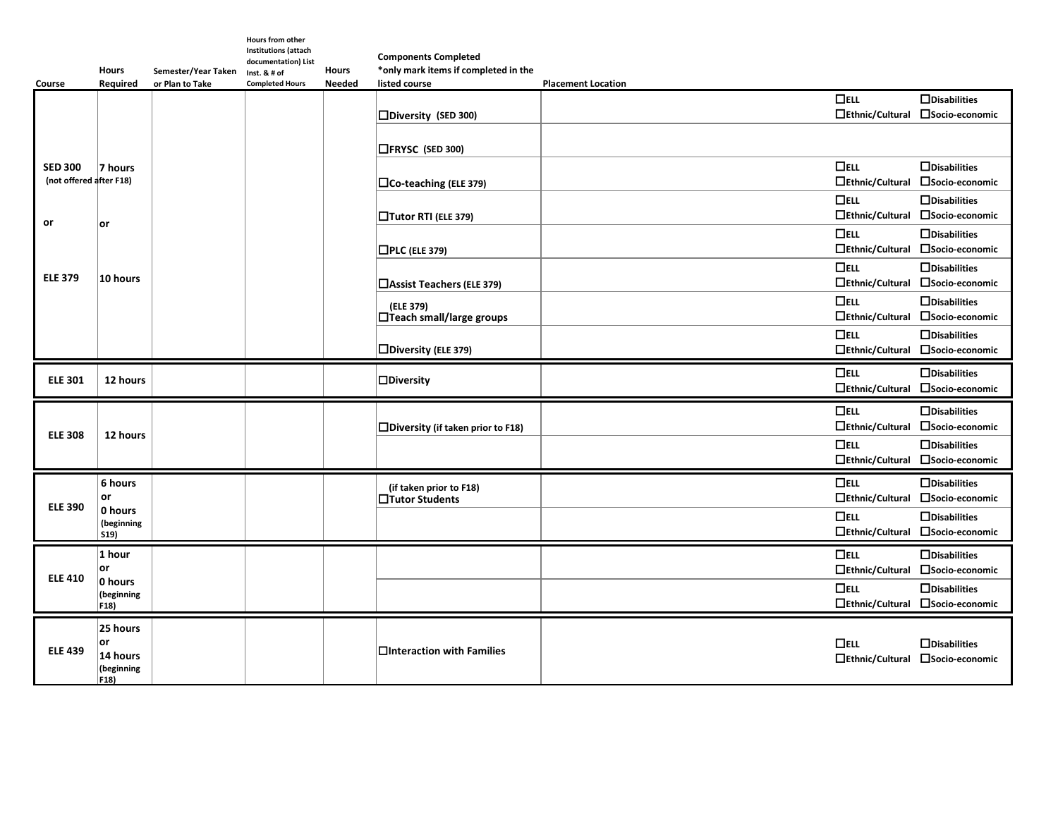| Course | Hours Required | Semester/Year Taken or Plan to Take | Hours from other Institutions (attach documentation) List Inst. & # of Completed Hours | Hours Needed | Components Completed *only mark items if completed in the listed course | Placement Location | | |
|---|---|---|---|---|---|---|---|---|
| SED 300 (not offered after F18) or ELE 379 | 7 hours or 10 hours | | | | ☐Diversity (SED 300) | | ☐ELL ☐Ethnic/Cultural | ☐Disabilities ☐Socio-economic |
| | | | | | ☐FRYSC (SED 300) | | | |
| | | | | | ☐Co-teaching (ELE 379) | | ☐ELL ☐Ethnic/Cultural | ☐Disabilities ☐Socio-economic |
| | | | | | ☐Tutor RTI (ELE 379) | | ☐ELL ☐Ethnic/Cultural | ☐Disabilities ☐Socio-economic |
| | | | | | ☐PLC (ELE 379) | | ☐ELL ☐Ethnic/Cultural | ☐Disabilities ☐Socio-economic |
| | | | | | ☐Assist Teachers (ELE 379) | | ☐ELL ☐Ethnic/Cultural | ☐Disabilities ☐Socio-economic |
| | | | | | (ELE 379) ☐Teach small/large groups | | ☐ELL ☐Ethnic/Cultural | ☐Disabilities ☐Socio-economic |
| | | | | | ☐Diversity (ELE 379) | | ☐ELL ☐Ethnic/Cultural | ☐Disabilities ☐Socio-economic |
| ELE 301 | 12 hours | | | | ☐Diversity | | ☐ELL ☐Ethnic/Cultural | ☐Disabilities ☐Socio-economic |
| ELE 308 | 12 hours | | | | ☐Diversity (if taken prior to F18) | | ☐ELL ☐Ethnic/Cultural | ☐Disabilities ☐Socio-economic |
| | | | | | | | ☐ELL ☐Ethnic/Cultural | ☐Disabilities ☐Socio-economic |
| ELE 390 | 6 hours or 0 hours (beginning S19) | | | | (if taken prior to F18) ☐Tutor Students | | ☐ELL ☐Ethnic/Cultural | ☐Disabilities ☐Socio-economic |
| | | | | | | | ☐ELL ☐Ethnic/Cultural | ☐Disabilities ☐Socio-economic |
| ELE 410 | 1 hour or 0 hours (beginning F18) | | | | | | ☐ELL ☐Ethnic/Cultural | ☐Disabilities ☐Socio-economic |
| | | | | | | | ☐ELL ☐Ethnic/Cultural | ☐Disabilities ☐Socio-economic |
| ELE 439 | 25 hours or 14 hours (beginning F18) | | | | ☐Interaction with Families | | ☐ELL ☐Ethnic/Cultural | ☐Disabilities ☐Socio-economic |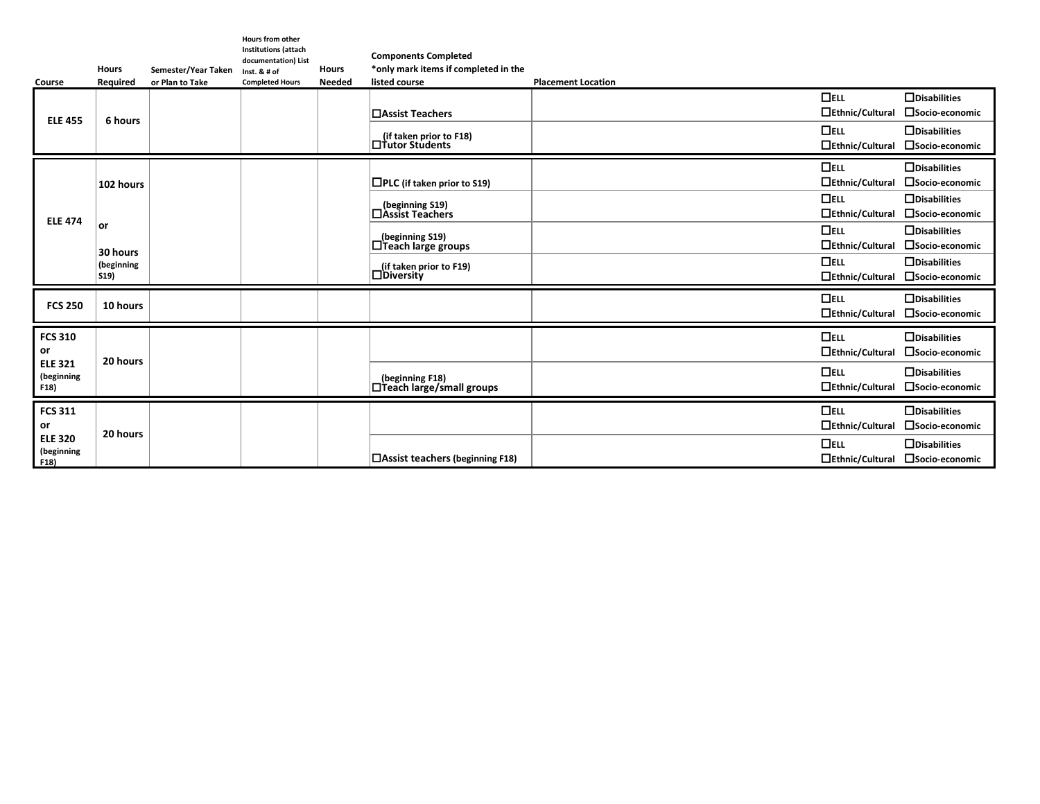| Course | Hours Required | Semester/Year Taken or Plan to Take | Hours from other Institutions (attach documentation) List Inst. & # of Completed Hours | Hours Needed | Components Completed *only mark items if completed in the listed course | Placement Location | | |
|---|---|---|---|---|---|---|---|---|
| **ELE 455** | 6 hours | | | | ☐Assist Teachers | | ☐ELL ☐Ethnic/Cultural | ☐Disabilities ☐Socio-economic |
| | | | | | (if taken prior to F18) ☐Tutor Students | | ☐ELL ☐Ethnic/Cultural | ☐Disabilities ☐Socio-economic |
| **ELE 474** | 102 hours or 30 hours (beginning S19) | | | | ☐PLC (if taken prior to S19) | | ☐ELL ☐Ethnic/Cultural | ☐Disabilities ☐Socio-economic |
| | | | | | (beginning S19) ☐Assist Teachers | | ☐ELL ☐Ethnic/Cultural | ☐Disabilities ☐Socio-economic |
| | | | | | (beginning S19) ☐Teach large groups | | ☐ELL ☐Ethnic/Cultural | ☐Disabilities ☐Socio-economic |
| | | | | | (if taken prior to F19) ☐Diversity | | ☐ELL ☐Ethnic/Cultural | ☐Disabilities ☐Socio-economic |
| **FCS 250** | 10 hours | | | | | | ☐ELL ☐Ethnic/Cultural | ☐Disabilities ☐Socio-economic |
| **FCS 310 or ELE 321** (beginning F18) | 20 hours | | | | | | ☐ELL ☐Ethnic/Cultural | ☐Disabilities ☐Socio-economic |
| | | | | | (beginning F18) ☐Teach large/small groups | | ☐ELL ☐Ethnic/Cultural | ☐Disabilities ☐Socio-economic |
| **FCS 311 or ELE 320** (beginning F18) | 20 hours | | | | | | ☐ELL ☐Ethnic/Cultural | ☐Disabilities ☐Socio-economic |
| | | | | | ☐Assist teachers (beginning F18) | | ☐ELL ☐Ethnic/Cultural | ☐Disabilities ☐Socio-economic |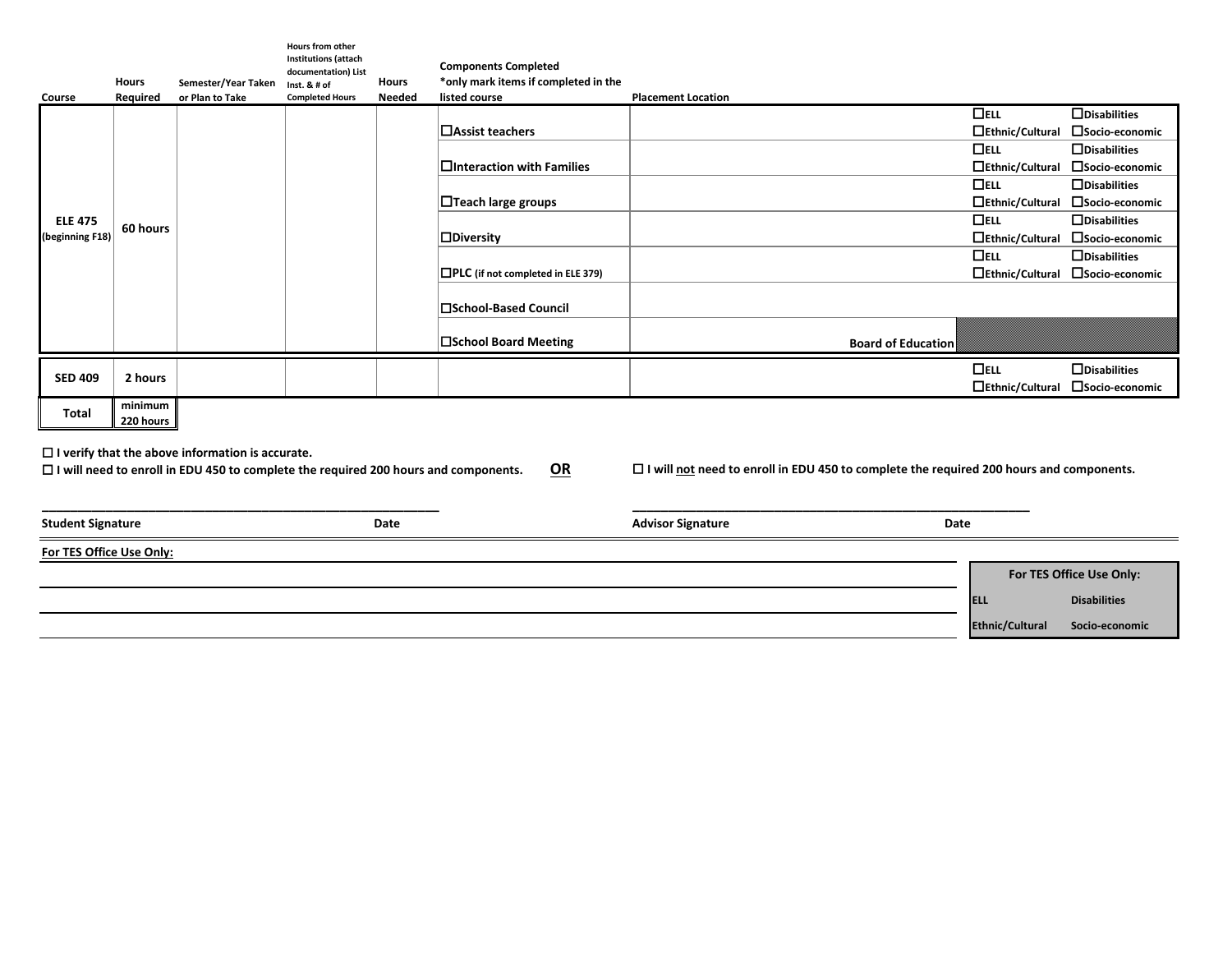| Course | Hours Required | Semester/Year Taken or Plan to Take | Hours from other Institutions (attach documentation) List Inst. & # of Completed Hours | Hours Needed | Components Completed *only mark items if completed in the listed course | Placement Location | | |
|---|---|---|---|---|---|---|---|---|
| ELE 475 (beginning F18) | 60 hours | | | | ☐Assist teachers | | ☐ELL ☐Ethnic/Cultural | ☐Disabilities ☐Socio-economic |
| | | | | | ☐Interaction with Families | | ☐ELL ☐Ethnic/Cultural | ☐Disabilities ☐Socio-economic |
| | | | | | ☐Teach large groups | | ☐ELL ☐Ethnic/Cultural | ☐Disabilities ☐Socio-economic |
| | | | | | ☐Diversity | | ☐ELL ☐Ethnic/Cultural | ☐Disabilities ☐Socio-economic |
| | | | | | ☐PLC (if not completed in ELE 379) | | ☐ELL ☐Ethnic/Cultural | ☐Disabilities ☐Socio-economic |
| | | | | | ☐School-Based Council | | | |
| | | | | | ☐School Board Meeting | Board of Education | | |
| SED 409 | 2 hours | | | | | | ☐ELL ☐Ethnic/Cultural | ☐Disabilities ☐Socio-economic |
| Total | minimum 220 hours | | | | | | | |

☐ I verify that the above information is accurate.

☐ I will need to enroll in EDU 450 to complete the required 200 hours and components. **OR** ☐ I will not need to enroll in EDU 450 to complete the required 200 hours and components.

______________________________________________________
Student Signature Date

______________________________________________________
Advisor Signature Date

**For TES Office Use Only:**

| For TES Office Use Only: | |
|---|---|
| ELL | Disabilities |
| Ethnic/Cultural | Socio-economic |